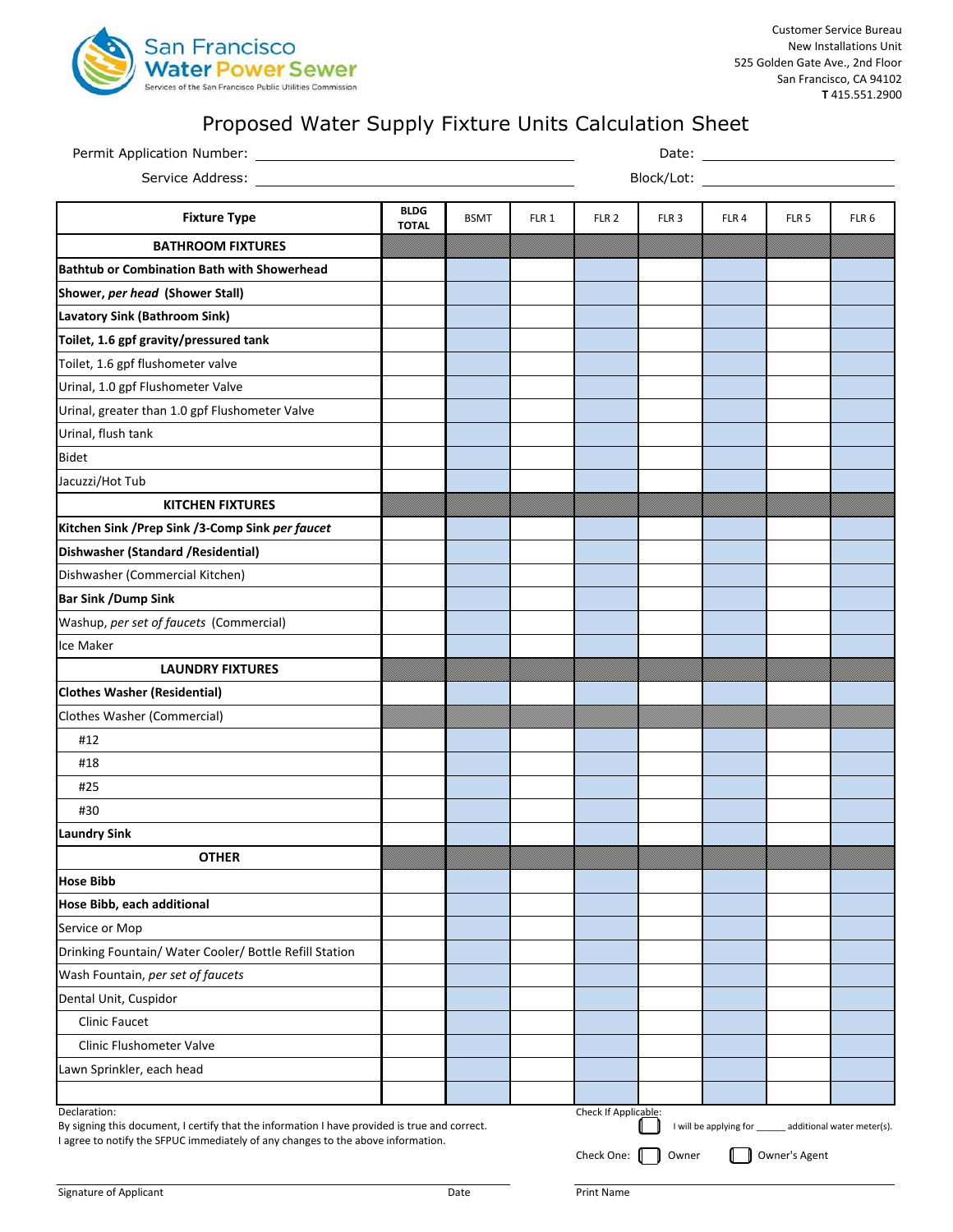San Francisco
Water Power Sewer
Services of the San Francisco Public Utilities Commission

Customer Service Bureau
New Installations Unit
525 Golden Gate Ave., 2nd Floor
San Francisco, CA 94102
**T** 415.551.2900

# Proposed Water Supply Fixture Units Calculation Sheet

Permit Application Number: ______________________ Date: ______________

Service Address: ______________________ Block/Lot: ______________

| Fixture Type | BLDG TOTAL | BSMT | FLR 1 | FLR 2 | FLR 3 | FLR 4 | FLR 5 | FLR 6 |
|---|---|---|---|---|---|---|---|---|
| **BATHROOM FIXTURES** | | | | | | | | |
| **Bathtub or Combination Bath with Showerhead** | | | | | | | | |
| **Shower, *per head* (Shower Stall)** | | | | | | | | |
| **Lavatory Sink (Bathroom Sink)** | | | | | | | | |
| **Toilet, 1.6 gpf gravity/pressured tank** | | | | | | | | |
| Toilet, 1.6 gpf flushometer valve | | | | | | | | |
| Urinal, 1.0 gpf Flushometer Valve | | | | | | | | |
| Urinal, greater than 1.0 gpf Flushometer Valve | | | | | | | | |
| Urinal, flush tank | | | | | | | | |
| Bidet | | | | | | | | |
| Jacuzzi/Hot Tub | | | | | | | | |
| **KITCHEN FIXTURES** | | | | | | | | |
| **Kitchen Sink /Prep Sink /3-Comp Sink *per faucet*** | | | | | | | | |
| **Dishwasher (Standard /Residential)** | | | | | | | | |
| Dishwasher (Commercial Kitchen) | | | | | | | | |
| **Bar Sink /Dump Sink** | | | | | | | | |
| Washup, *per set of faucets* (Commercial) | | | | | | | | |
| Ice Maker | | | | | | | | |
| **LAUNDRY FIXTURES** | | | | | | | | |
| **Clothes Washer (Residential)** | | | | | | | | |
| Clothes Washer (Commercial) | | | | | | | | |
| #12 | | | | | | | | |
| #18 | | | | | | | | |
| #25 | | | | | | | | |
| #30 | | | | | | | | |
| **Laundry Sink** | | | | | | | | |
| **OTHER** | | | | | | | | |
| **Hose Bibb** | | | | | | | | |
| **Hose Bibb, each additional** | | | | | | | | |
| Service or Mop | | | | | | | | |
| Drinking Fountain/ Water Cooler/ Bottle Refill Station | | | | | | | | |
| Wash Fountain, *per set of faucets* | | | | | | | | |
| Dental Unit, Cuspidor | | | | | | | | |
| Clinic Faucet | | | | | | | | |
| Clinic Flushometer Valve | | | | | | | | |
| Lawn Sprinkler, each head | | | | | | | | |
| | | | | | | | | |

Declaration:
By signing this document, I certify that the information I have provided is true and correct.
I agree to notify the SFPUC immediately of any changes to the above information.

Check If Applicable:
☐ I will be applying for ______ additional water meter(s).

Check One: ☐ Owner ☐ Owner's Agent

Signature of Applicant ______________________ Date ______________ Print Name ______________________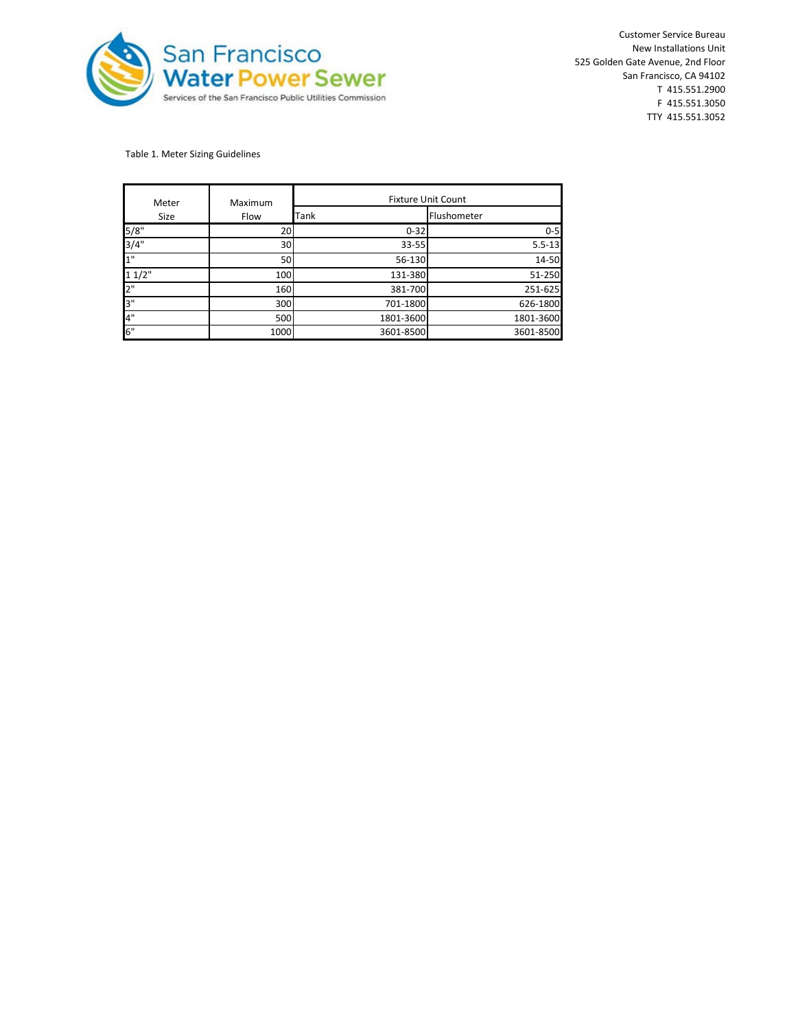San Francisco Water Power Sewer
Services of the San Francisco Public Utilities Commission

Customer Service Bureau
New Installations Unit
525 Golden Gate Avenue, 2nd Floor
San Francisco, CA 94102
T 415.551.2900
F 415.551.3050
TTY 415.551.3052

Table 1. Meter Sizing Guidelines

| Meter Size | Maximum Flow | Fixture Unit Count | |
|---|---|---|---|
| | | Tank | Flushometer |
| 5/8" | 20 | 0-32 | 0-5 |
| 3/4" | 30 | 33-55 | 5.5-13 |
| 1" | 50 | 56-130 | 14-50 |
| 1 1/2" | 100 | 131-380 | 51-250 |
| 2" | 160 | 381-700 | 251-625 |
| 3" | 300 | 701-1800 | 626-1800 |
| 4" | 500 | 1801-3600 | 1801-3600 |
| 6" | 1000 | 3601-8500 | 3601-8500 |